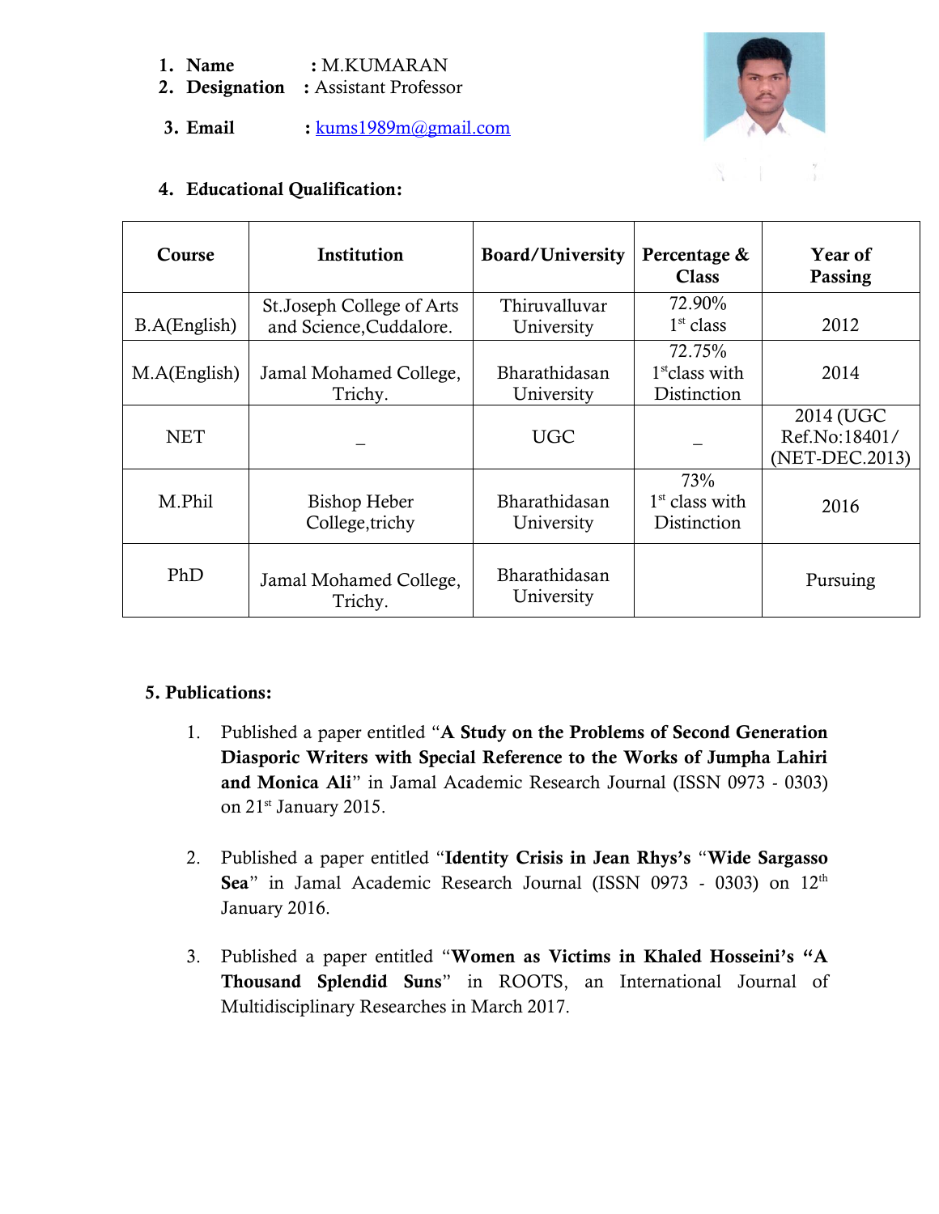1. **Name** : M.KUMARAN
2. **Designation** : Assistant Professor
3. **Email** : kums1989m@gmail.com

4. **Educational Qualification:**

| Course | Institution | Board/University | Percentage & Class | Year of Passing |
|---|---|---|---|---|
| B.A(English) | St.Joseph College of Arts and Science,Cuddalore. | Thiruvalluvar University | 72.90% 1st class | 2012 |
| M.A(English) | Jamal Mohamed College, Trichy. | Bharathidasan University | 72.75% 1stclass with Distinction | 2014 |
| NET | _ | UGC | _ | 2014 (UGC Ref.No:18401/ (NET-DEC.2013) |
| M.Phil | Bishop Heber College,trichy | Bharathidasan University | 73% 1st class with Distinction | 2016 |
| PhD | Jamal Mohamed College, Trichy. | Bharathidasan University | | Pursuing |

**5. Publications:**

1. Published a paper entitled "**A Study on the Problems of Second Generation Diasporic Writers with Special Reference to the Works of Jumpha Lahiri and Monica Ali**" in Jamal Academic Research Journal (ISSN 0973 - 0303) on 21st January 2015.

2. Published a paper entitled "**Identity Crisis in Jean Rhys's** "**Wide Sargasso Sea**" in Jamal Academic Research Journal (ISSN 0973 - 0303) on 12th January 2016.

3. Published a paper entitled "**Women as Victims in Khaled Hosseini's "A Thousand Splendid Suns**" in ROOTS, an International Journal of Multidisciplinary Researches in March 2017.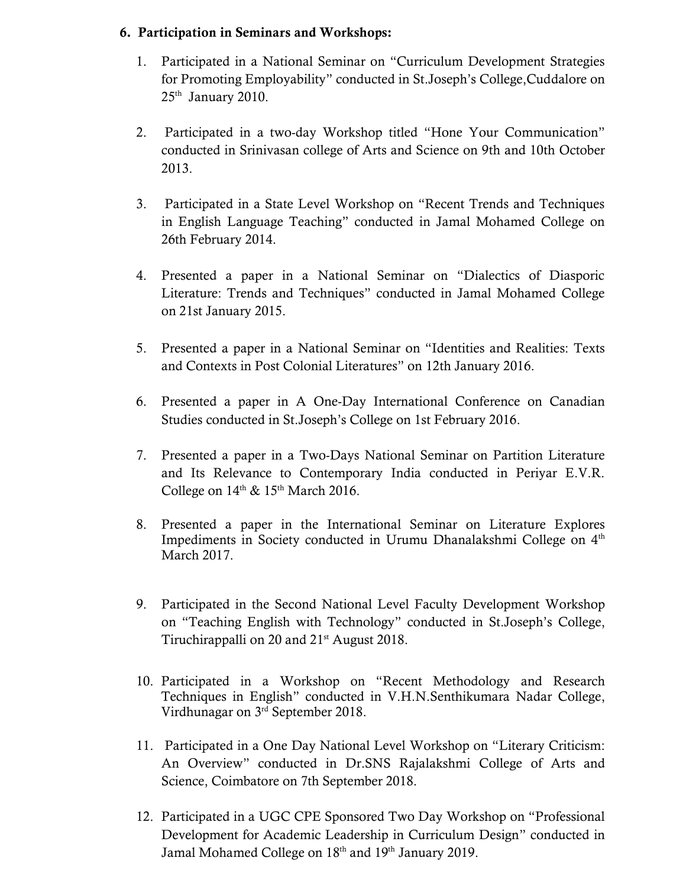**6. Participation in Seminars and Workshops:**

1. Participated in a National Seminar on "Curriculum Development Strategies for Promoting Employability" conducted in St.Joseph's College,Cuddalore on 25th January 2010.

2. Participated in a two-day Workshop titled "Hone Your Communication" conducted in Srinivasan college of Arts and Science on 9th and 10th October 2013.

3. Participated in a State Level Workshop on "Recent Trends and Techniques in English Language Teaching" conducted in Jamal Mohamed College on 26th February 2014.

4. Presented a paper in a National Seminar on "Dialectics of Diasporic Literature: Trends and Techniques" conducted in Jamal Mohamed College on 21st January 2015.

5. Presented a paper in a National Seminar on "Identities and Realities: Texts and Contexts in Post Colonial Literatures" on 12th January 2016.

6. Presented a paper in A One-Day International Conference on Canadian Studies conducted in St.Joseph's College on 1st February 2016.

7. Presented a paper in a Two-Days National Seminar on Partition Literature and Its Relevance to Contemporary India conducted in Periyar E.V.R. College on 14th & 15th March 2016.

8. Presented a paper in the International Seminar on Literature Explores Impediments in Society conducted in Urumu Dhanalakshmi College on 4th March 2017.

9. Participated in the Second National Level Faculty Development Workshop on "Teaching English with Technology" conducted in St.Joseph's College, Tiruchirappalli on 20 and 21st August 2018.

10. Participated in a Workshop on "Recent Methodology and Research Techniques in English" conducted in V.H.N.Senthikumara Nadar College, Virdhunagar on 3rd September 2018.

11. Participated in a One Day National Level Workshop on "Literary Criticism: An Overview" conducted in Dr.SNS Rajalakshmi College of Arts and Science, Coimbatore on 7th September 2018.

12. Participated in a UGC CPE Sponsored Two Day Workshop on "Professional Development for Academic Leadership in Curriculum Design" conducted in Jamal Mohamed College on 18th and 19th January 2019.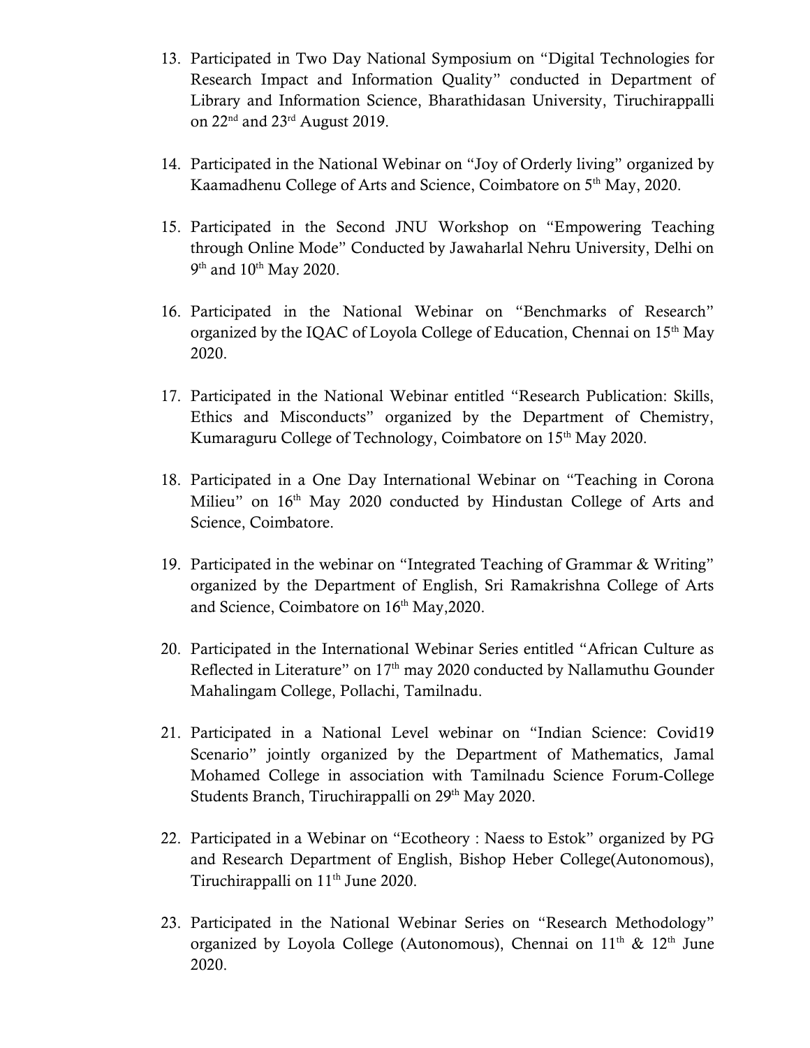13. Participated in Two Day National Symposium on "Digital Technologies for Research Impact and Information Quality" conducted in Department of Library and Information Science, Bharathidasan University, Tiruchirappalli on 22nd and 23rd August 2019.

14. Participated in the National Webinar on "Joy of Orderly living" organized by Kaamadhenu College of Arts and Science, Coimbatore on 5th May, 2020.

15. Participated in the Second JNU Workshop on "Empowering Teaching through Online Mode" Conducted by Jawaharlal Nehru University, Delhi on 9th and 10th May 2020.

16. Participated in the National Webinar on "Benchmarks of Research" organized by the IQAC of Loyola College of Education, Chennai on 15th May 2020.

17. Participated in the National Webinar entitled "Research Publication: Skills, Ethics and Misconducts" organized by the Department of Chemistry, Kumaraguru College of Technology, Coimbatore on 15th May 2020.

18. Participated in a One Day International Webinar on "Teaching in Corona Milieu" on 16th May 2020 conducted by Hindustan College of Arts and Science, Coimbatore.

19. Participated in the webinar on "Integrated Teaching of Grammar & Writing" organized by the Department of English, Sri Ramakrishna College of Arts and Science, Coimbatore on 16th May,2020.

20. Participated in the International Webinar Series entitled "African Culture as Reflected in Literature" on 17th may 2020 conducted by Nallamuthu Gounder Mahalingam College, Pollachi, Tamilnadu.

21. Participated in a National Level webinar on "Indian Science: Covid19 Scenario" jointly organized by the Department of Mathematics, Jamal Mohamed College in association with Tamilnadu Science Forum-College Students Branch, Tiruchirappalli on 29th May 2020.

22. Participated in a Webinar on "Ecotheory : Naess to Estok" organized by PG and Research Department of English, Bishop Heber College(Autonomous), Tiruchirappalli on 11th June 2020.

23. Participated in the National Webinar Series on "Research Methodology" organized by Loyola College (Autonomous), Chennai on 11th & 12th June 2020.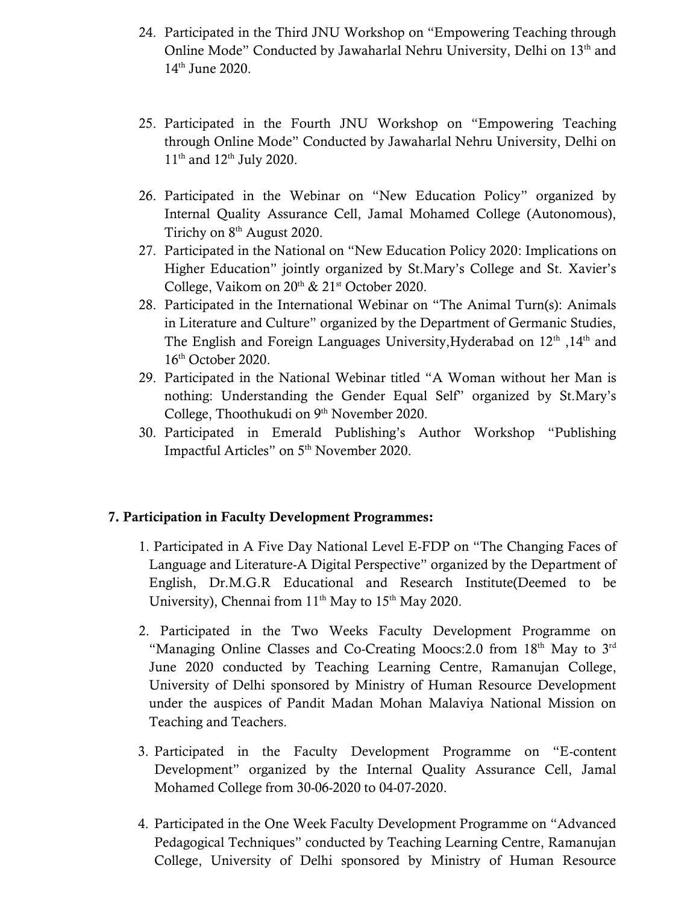24. Participated in the Third JNU Workshop on "Empowering Teaching through Online Mode" Conducted by Jawaharlal Nehru University, Delhi on 13th and 14th June 2020.

25. Participated in the Fourth JNU Workshop on "Empowering Teaching through Online Mode" Conducted by Jawaharlal Nehru University, Delhi on 11th and 12th July 2020.

26. Participated in the Webinar on "New Education Policy" organized by Internal Quality Assurance Cell, Jamal Mohamed College (Autonomous), Tirichy on 8th August 2020.
27. Participated in the National on "New Education Policy 2020: Implications on Higher Education" jointly organized by St.Mary's College and St. Xavier's College, Vaikom on 20th & 21st October 2020.
28. Participated in the International Webinar on "The Animal Turn(s): Animals in Literature and Culture" organized by the Department of Germanic Studies, The English and Foreign Languages University,Hyderabad on 12th ,14th and 16th October 2020.
29. Participated in the National Webinar titled "A Woman without her Man is nothing: Understanding the Gender Equal Self" organized by St.Mary's College, Thoothukudi on 9th November 2020.
30. Participated in Emerald Publishing's Author Workshop "Publishing Impactful Articles" on 5th November 2020.

**7. Participation in Faculty Development Programmes:**

1. Participated in A Five Day National Level E-FDP on "The Changing Faces of Language and Literature-A Digital Perspective" organized by the Department of English, Dr.M.G.R Educational and Research Institute(Deemed to be University), Chennai from 11th May to 15th May 2020.

2. Participated in the Two Weeks Faculty Development Programme on "Managing Online Classes and Co-Creating Moocs:2.0 from 18th May to 3rd June 2020 conducted by Teaching Learning Centre, Ramanujan College, University of Delhi sponsored by Ministry of Human Resource Development under the auspices of Pandit Madan Mohan Malaviya National Mission on Teaching and Teachers.

3. Participated in the Faculty Development Programme on "E-content Development" organized by the Internal Quality Assurance Cell, Jamal Mohamed College from 30-06-2020 to 04-07-2020.

4. Participated in the One Week Faculty Development Programme on "Advanced Pedagogical Techniques" conducted by Teaching Learning Centre, Ramanujan College, University of Delhi sponsored by Ministry of Human Resource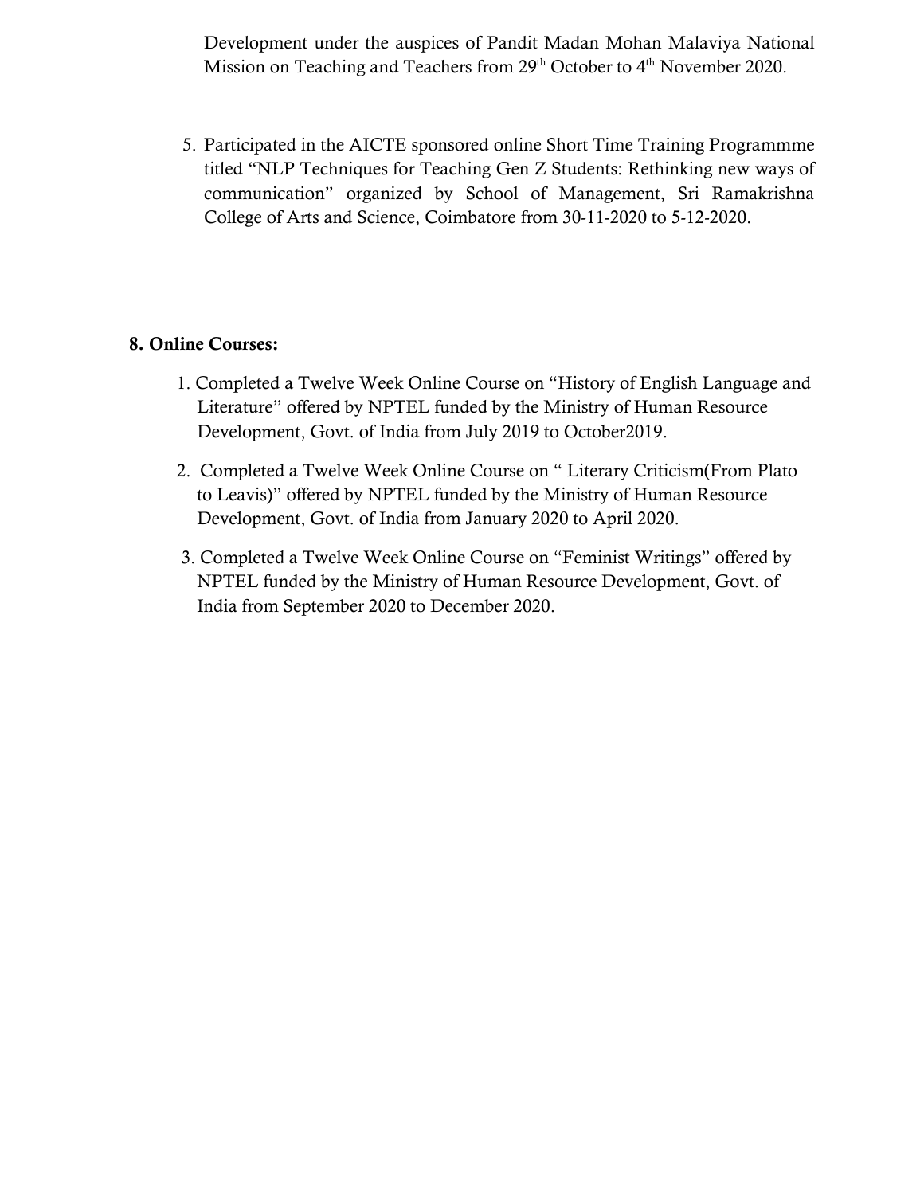Development under the auspices of Pandit Madan Mohan Malaviya National Mission on Teaching and Teachers from 29th October to 4th November 2020.

5. Participated in the AICTE sponsored online Short Time Training Programmme titled "NLP Techniques for Teaching Gen Z Students: Rethinking new ways of communication" organized by School of Management, Sri Ramakrishna College of Arts and Science, Coimbatore from 30-11-2020 to 5-12-2020.

**8. Online Courses:**

1. Completed a Twelve Week Online Course on "History of English Language and Literature" offered by NPTEL funded by the Ministry of Human Resource Development, Govt. of India from July 2019 to October2019.
2. Completed a Twelve Week Online Course on " Literary Criticism(From Plato to Leavis)" offered by NPTEL funded by the Ministry of Human Resource Development, Govt. of India from January 2020 to April 2020.
3. Completed a Twelve Week Online Course on "Feminist Writings" offered by NPTEL funded by the Ministry of Human Resource Development, Govt. of India from September 2020 to December 2020.